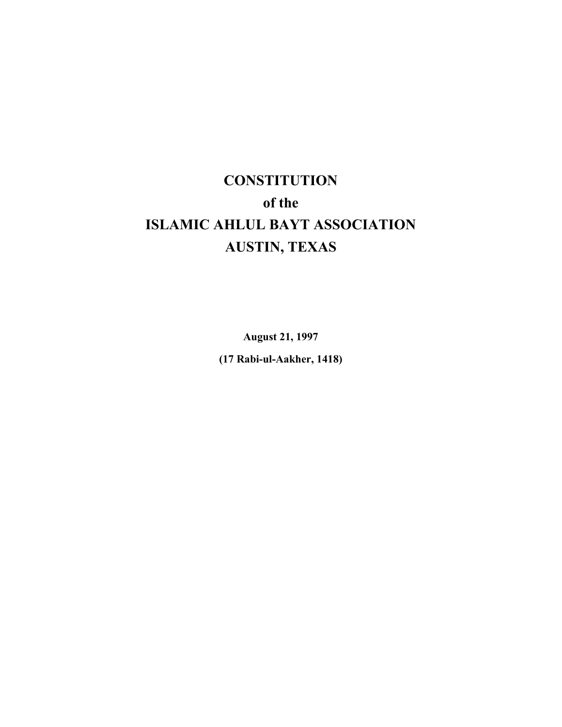# CONSTITUTION
# of the
# ISLAMIC AHLUL BAYT ASSOCIATION
# AUSTIN, TEXAS

**August 21, 1997**

**(17 Rabi-ul-Aakher, 1418)**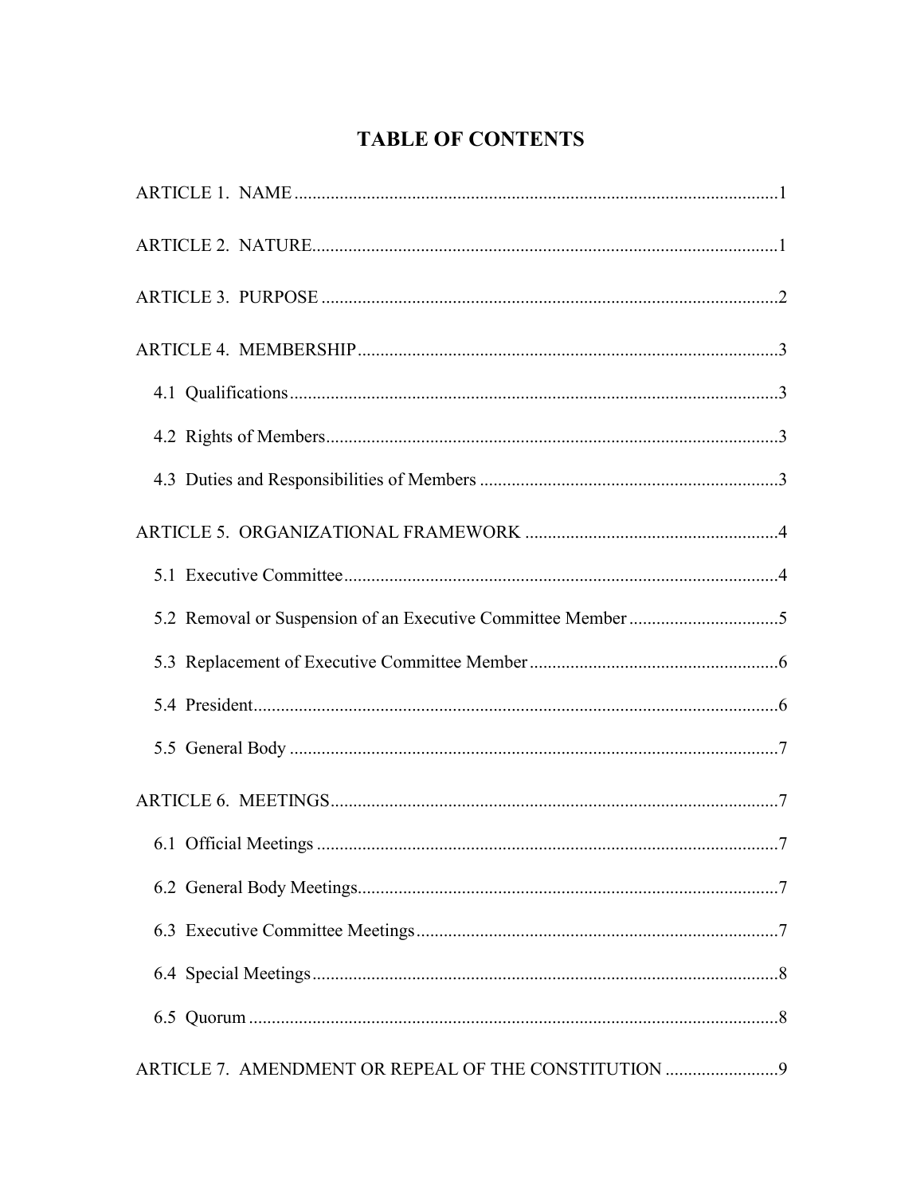# TABLE OF CONTENTS

ARTICLE 1. NAME .......... 1

ARTICLE 2. NATURE .......... 1

ARTICLE 3. PURPOSE .......... 2

ARTICLE 4. MEMBERSHIP .......... 3

- 4.1 Qualifications .......... 3
- 4.2 Rights of Members .......... 3
- 4.3 Duties and Responsibilities of Members .......... 3

ARTICLE 5. ORGANIZATIONAL FRAMEWORK .......... 4

- 5.1 Executive Committee .......... 4
- 5.2 Removal or Suspension of an Executive Committee Member .......... 5
- 5.3 Replacement of Executive Committee Member .......... 6
- 5.4 President .......... 6
- 5.5 General Body .......... 7

ARTICLE 6. MEETINGS .......... 7

- 6.1 Official Meetings .......... 7
- 6.2 General Body Meetings .......... 7
- 6.3 Executive Committee Meetings .......... 7
- 6.4 Special Meetings .......... 8
- 6.5 Quorum .......... 8

ARTICLE 7. AMENDMENT OR REPEAL OF THE CONSTITUTION .......... 9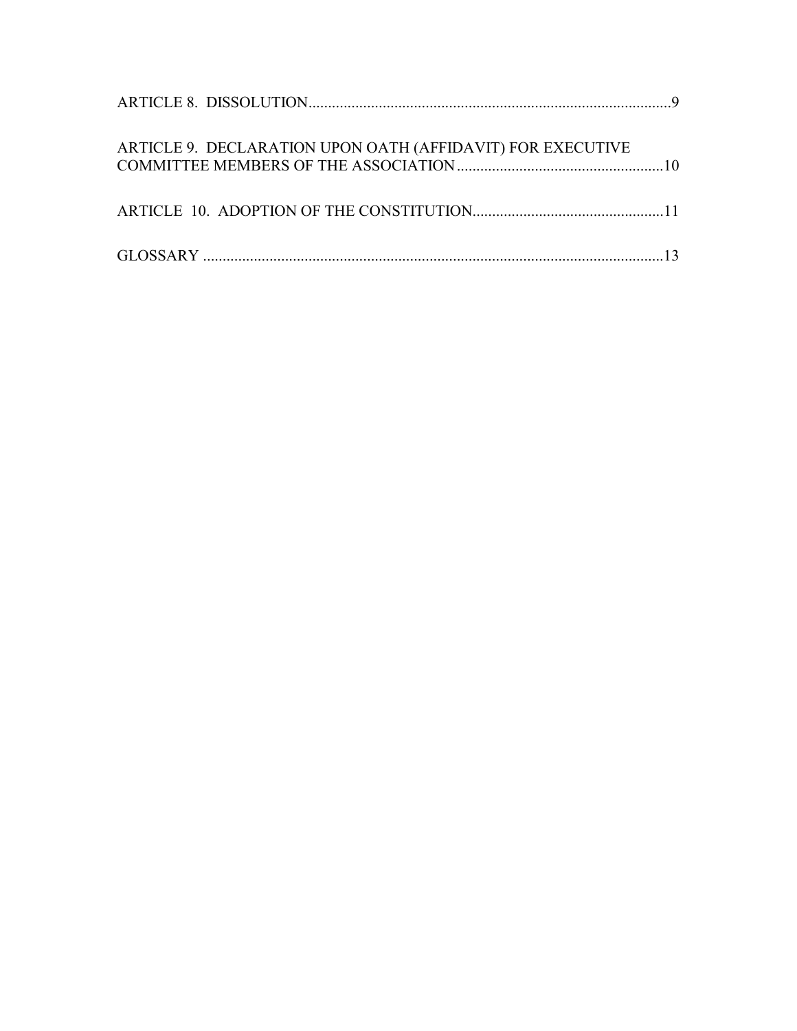ARTICLE 8. DISSOLUTION.............................................................................................9

ARTICLE 9. DECLARATION UPON OATH (AFFIDAVIT) FOR EXECUTIVE COMMITTEE MEMBERS OF THE ASSOCIATION.....................................................10

ARTICLE 10. ADOPTION OF THE CONSTITUTION.................................................11

GLOSSARY .......................................................................................................................13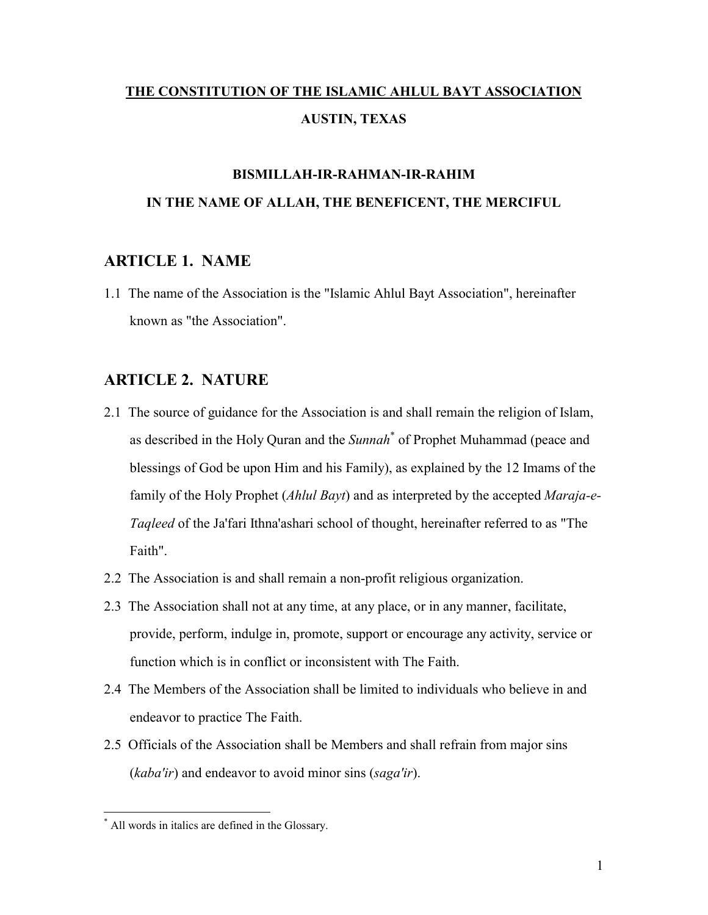**<u>THE CONSTITUTION OF THE ISLAMIC AHLUL BAYT ASSOCIATION</u>**

**AUSTIN, TEXAS**

**BISMILLAH-IR-RAHMAN-IR-RAHIM**

**IN THE NAME OF ALLAH, THE BENEFICENT, THE MERCIFUL**

## ARTICLE 1. NAME

1.1 The name of the Association is the "Islamic Ahlul Bayt Association", hereinafter known as "the Association".

## ARTICLE 2. NATURE

2.1 The source of guidance for the Association is and shall remain the religion of Islam, as described in the Holy Quran and the *Sunnah*[*] of Prophet Muhammad (peace and blessings of God be upon Him and his Family), as explained by the 12 Imams of the family of the Holy Prophet (*Ahlul Bayt*) and as interpreted by the accepted *Maraja-e-Taqleed* of the Ja'fari Ithna'ashari school of thought, hereinafter referred to as "The Faith".

2.2 The Association is and shall remain a non-profit religious organization.

2.3 The Association shall not at any time, at any place, or in any manner, facilitate, provide, perform, indulge in, promote, support or encourage any activity, service or function which is in conflict or inconsistent with The Faith.

2.4 The Members of the Association shall be limited to individuals who believe in and endeavor to practice The Faith.

2.5 Officials of the Association shall be Members and shall refrain from major sins (*kaba'ir*) and endeavor to avoid minor sins (*saga'ir*).

---

[*] All words in italics are defined in the Glossary.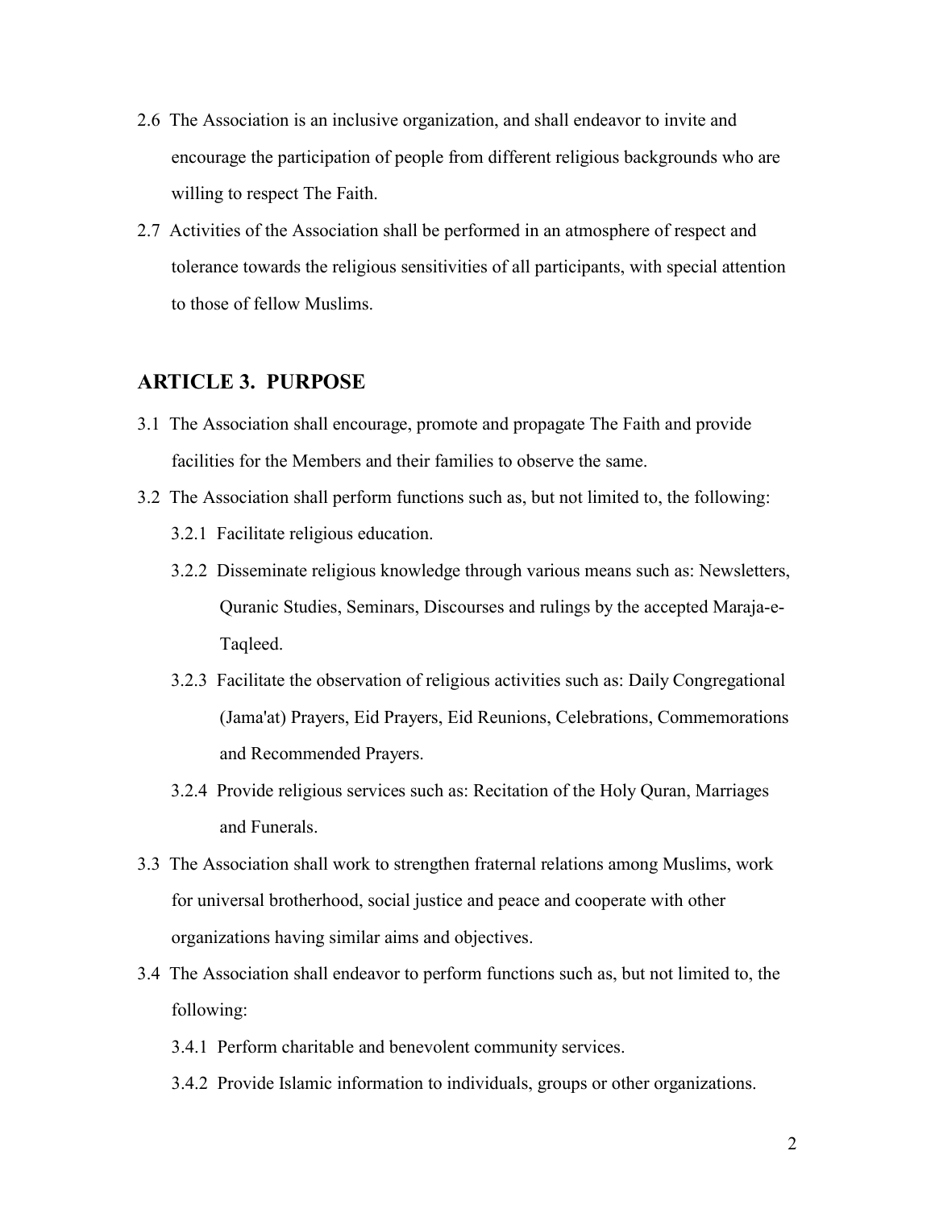2.6 The Association is an inclusive organization, and shall endeavor to invite and encourage the participation of people from different religious backgrounds who are willing to respect The Faith.

2.7 Activities of the Association shall be performed in an atmosphere of respect and tolerance towards the religious sensitivities of all participants, with special attention to those of fellow Muslims.

## ARTICLE 3. PURPOSE

3.1 The Association shall encourage, promote and propagate The Faith and provide facilities for the Members and their families to observe the same.

3.2 The Association shall perform functions such as, but not limited to, the following:

3.2.1 Facilitate religious education.

3.2.2 Disseminate religious knowledge through various means such as: Newsletters, Quranic Studies, Seminars, Discourses and rulings by the accepted Maraja-e-Taqleed.

3.2.3 Facilitate the observation of religious activities such as: Daily Congregational (Jama'at) Prayers, Eid Prayers, Eid Reunions, Celebrations, Commemorations and Recommended Prayers.

3.2.4 Provide religious services such as: Recitation of the Holy Quran, Marriages and Funerals.

3.3 The Association shall work to strengthen fraternal relations among Muslims, work for universal brotherhood, social justice and peace and cooperate with other organizations having similar aims and objectives.

3.4 The Association shall endeavor to perform functions such as, but not limited to, the following:

3.4.1 Perform charitable and benevolent community services.

3.4.2 Provide Islamic information to individuals, groups or other organizations.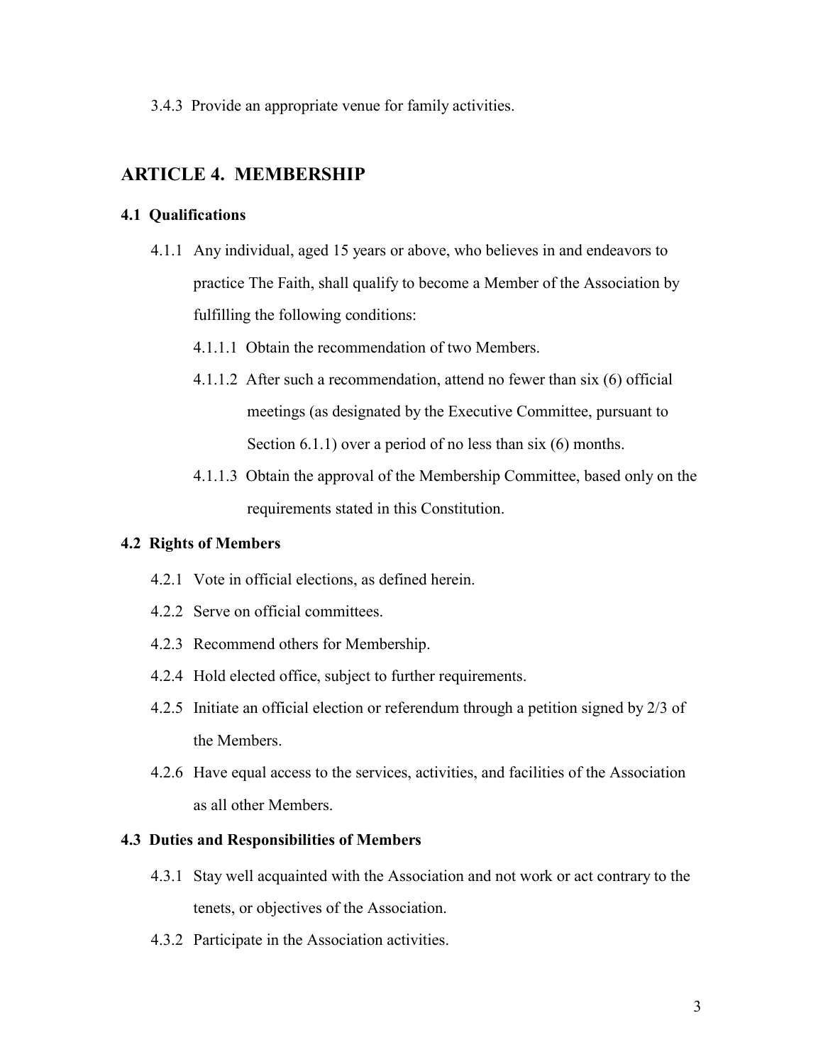3.4.3 Provide an appropriate venue for family activities.

## ARTICLE 4. MEMBERSHIP

### 4.1 Qualifications

4.1.1 Any individual, aged 15 years or above, who believes in and endeavors to practice The Faith, shall qualify to become a Member of the Association by fulfilling the following conditions:

4.1.1.1 Obtain the recommendation of two Members.

4.1.1.2 After such a recommendation, attend no fewer than six (6) official meetings (as designated by the Executive Committee, pursuant to Section 6.1.1) over a period of no less than six (6) months.

4.1.1.3 Obtain the approval of the Membership Committee, based only on the requirements stated in this Constitution.

### 4.2 Rights of Members

4.2.1 Vote in official elections, as defined herein.

4.2.2 Serve on official committees.

4.2.3 Recommend others for Membership.

4.2.4 Hold elected office, subject to further requirements.

4.2.5 Initiate an official election or referendum through a petition signed by 2/3 of the Members.

4.2.6 Have equal access to the services, activities, and facilities of the Association as all other Members.

### 4.3 Duties and Responsibilities of Members

4.3.1 Stay well acquainted with the Association and not work or act contrary to the tenets, or objectives of the Association.

4.3.2 Participate in the Association activities.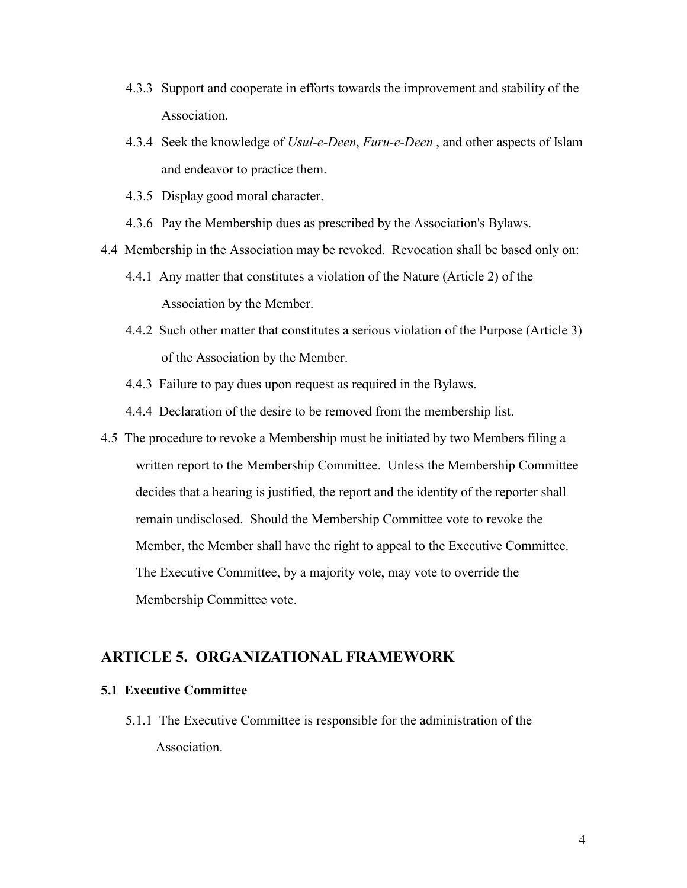4.3.3 Support and cooperate in efforts towards the improvement and stability of the Association.

4.3.4 Seek the knowledge of *Usul-e-Deen*, *Furu-e-Deen* , and other aspects of Islam and endeavor to practice them.

4.3.5 Display good moral character.

4.3.6 Pay the Membership dues as prescribed by the Association's Bylaws.

4.4 Membership in the Association may be revoked. Revocation shall be based only on:

4.4.1 Any matter that constitutes a violation of the Nature (Article 2) of the Association by the Member.

4.4.2 Such other matter that constitutes a serious violation of the Purpose (Article 3) of the Association by the Member.

4.4.3 Failure to pay dues upon request as required in the Bylaws.

4.4.4 Declaration of the desire to be removed from the membership list.

4.5 The procedure to revoke a Membership must be initiated by two Members filing a written report to the Membership Committee. Unless the Membership Committee decides that a hearing is justified, the report and the identity of the reporter shall remain undisclosed. Should the Membership Committee vote to revoke the Member, the Member shall have the right to appeal to the Executive Committee. The Executive Committee, by a majority vote, may vote to override the Membership Committee vote.

## ARTICLE 5. ORGANIZATIONAL FRAMEWORK

### 5.1 Executive Committee

5.1.1 The Executive Committee is responsible for the administration of the Association.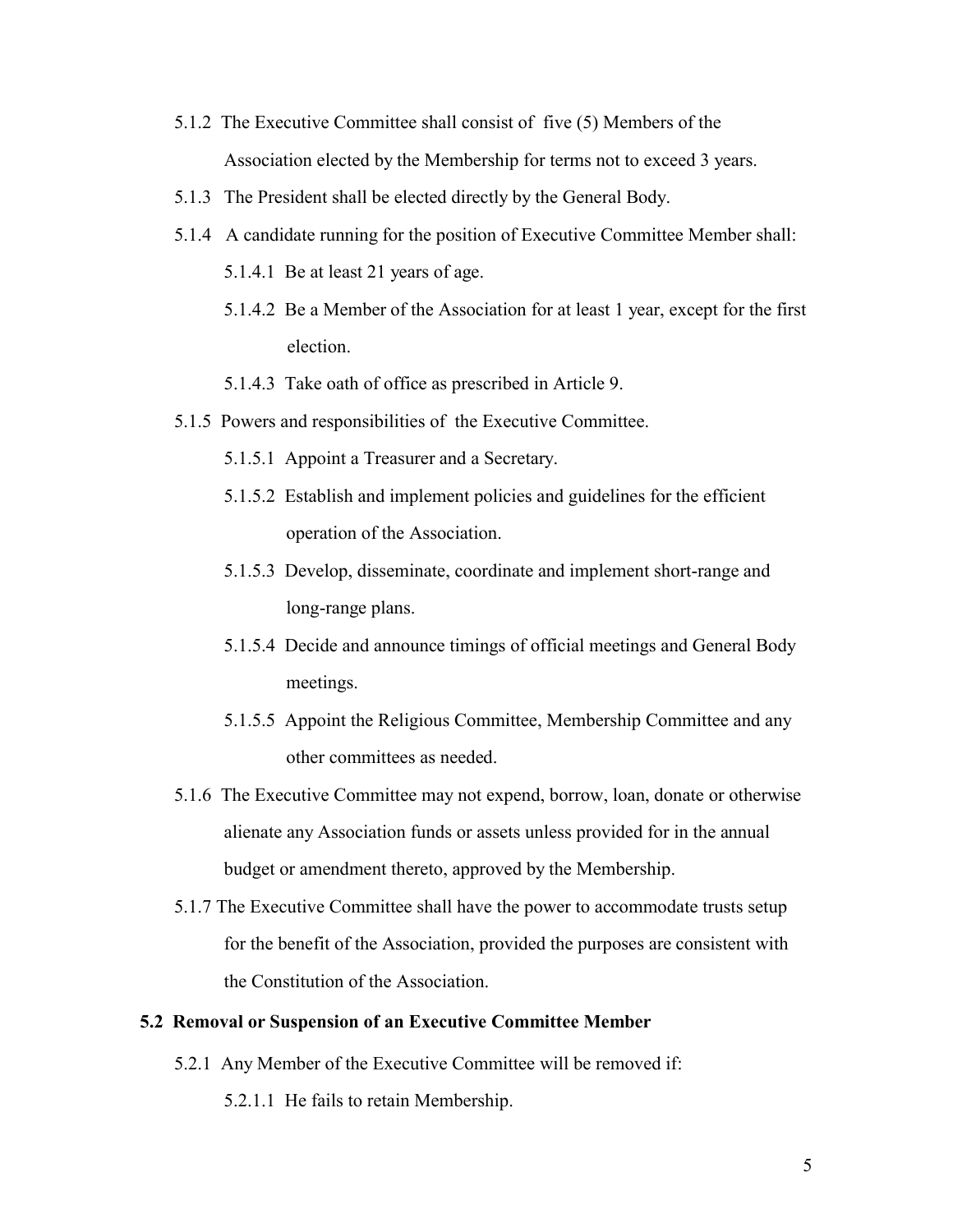5.1.2 The Executive Committee shall consist of five (5) Members of the Association elected by the Membership for terms not to exceed 3 years.

5.1.3 The President shall be elected directly by the General Body.

5.1.4 A candidate running for the position of Executive Committee Member shall:

  5.1.4.1 Be at least 21 years of age.

  5.1.4.2 Be a Member of the Association for at least 1 year, except for the first election.

  5.1.4.3 Take oath of office as prescribed in Article 9.

5.1.5 Powers and responsibilities of the Executive Committee.

  5.1.5.1 Appoint a Treasurer and a Secretary.

  5.1.5.2 Establish and implement policies and guidelines for the efficient operation of the Association.

  5.1.5.3 Develop, disseminate, coordinate and implement short-range and long-range plans.

  5.1.5.4 Decide and announce timings of official meetings and General Body meetings.

  5.1.5.5 Appoint the Religious Committee, Membership Committee and any other committees as needed.

5.1.6 The Executive Committee may not expend, borrow, loan, donate or otherwise alienate any Association funds or assets unless provided for in the annual budget or amendment thereto, approved by the Membership.

5.1.7 The Executive Committee shall have the power to accommodate trusts setup for the benefit of the Association, provided the purposes are consistent with the Constitution of the Association.

**5.2 Removal or Suspension of an Executive Committee Member**

5.2.1 Any Member of the Executive Committee will be removed if:

  5.2.1.1 He fails to retain Membership.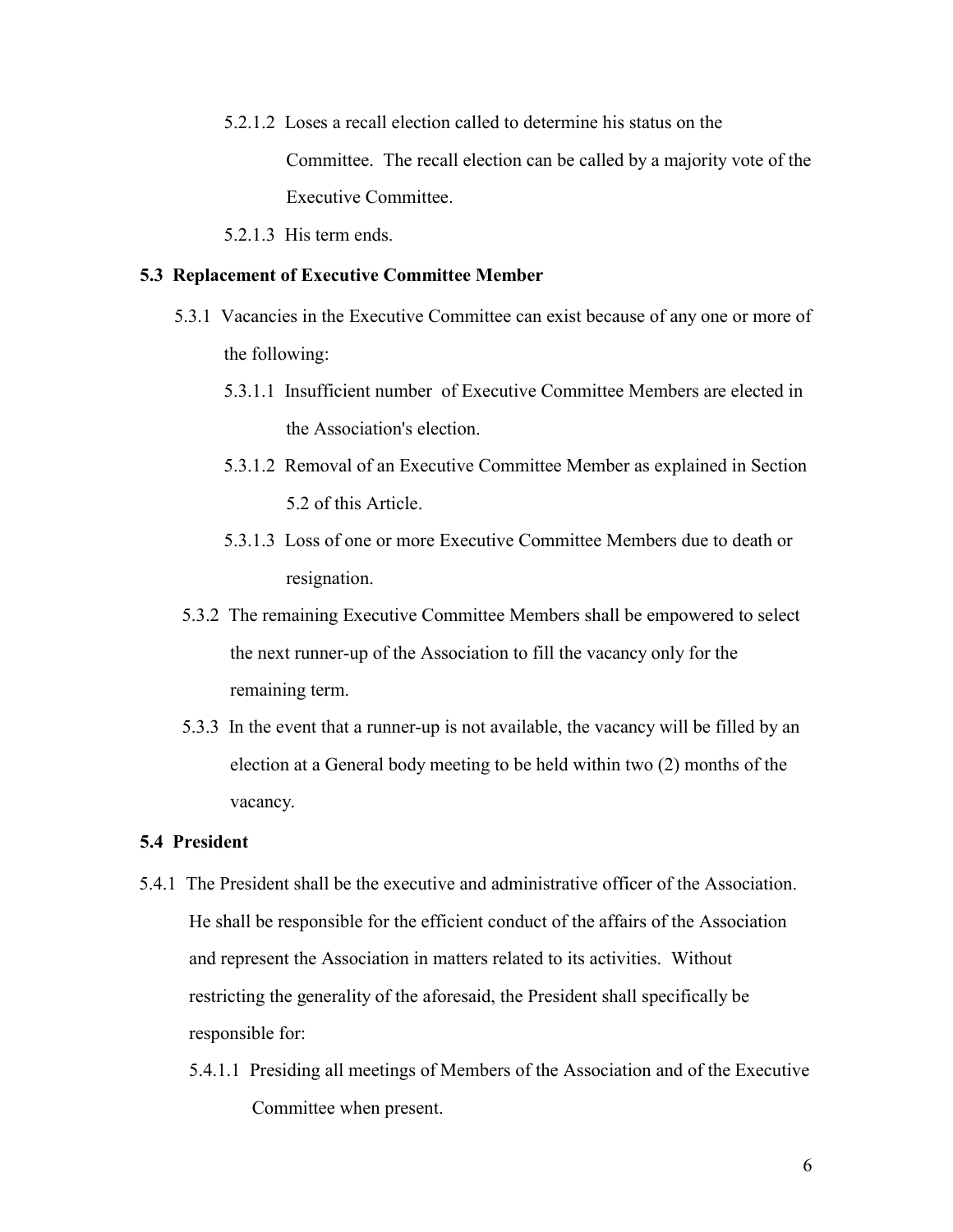5.2.1.2 Loses a recall election called to determine his status on the Committee. The recall election can be called by a majority vote of the Executive Committee.

5.2.1.3 His term ends.

### 5.3 Replacement of Executive Committee Member

5.3.1 Vacancies in the Executive Committee can exist because of any one or more of the following:

5.3.1.1 Insufficient number of Executive Committee Members are elected in the Association's election.

5.3.1.2 Removal of an Executive Committee Member as explained in Section 5.2 of this Article.

5.3.1.3 Loss of one or more Executive Committee Members due to death or resignation.

5.3.2 The remaining Executive Committee Members shall be empowered to select the next runner-up of the Association to fill the vacancy only for the remaining term.

5.3.3 In the event that a runner-up is not available, the vacancy will be filled by an election at a General body meeting to be held within two (2) months of the vacancy.

### 5.4 President

5.4.1 The President shall be the executive and administrative officer of the Association. He shall be responsible for the efficient conduct of the affairs of the Association and represent the Association in matters related to its activities. Without restricting the generality of the aforesaid, the President shall specifically be responsible for:

5.4.1.1 Presiding all meetings of Members of the Association and of the Executive Committee when present.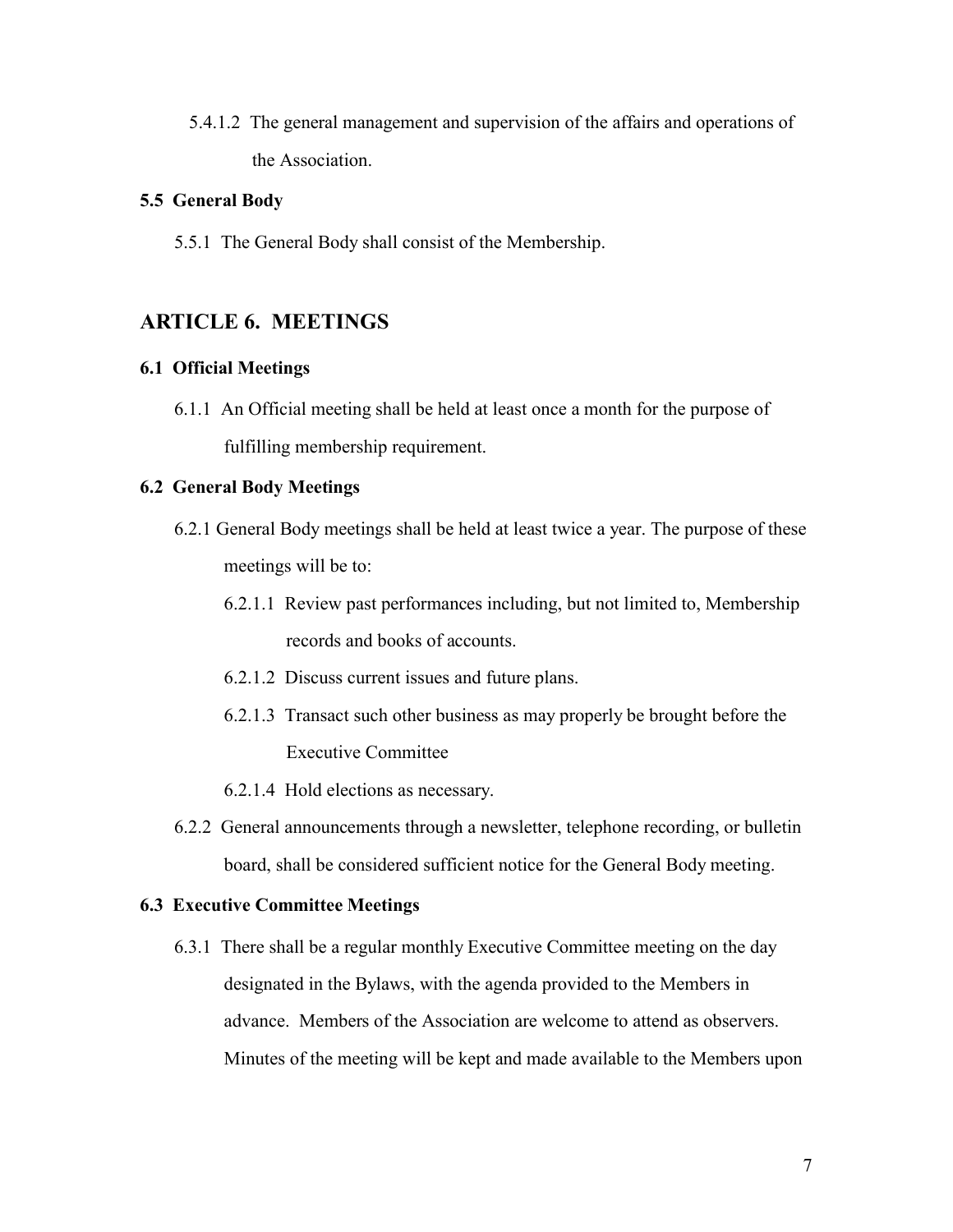5.4.1.2 The general management and supervision of the affairs and operations of the Association.

**5.5 General Body**

5.5.1 The General Body shall consist of the Membership.

## ARTICLE 6. MEETINGS

**6.1 Official Meetings**

6.1.1 An Official meeting shall be held at least once a month for the purpose of fulfilling membership requirement.

**6.2 General Body Meetings**

6.2.1 General Body meetings shall be held at least twice a year. The purpose of these meetings will be to:

6.2.1.1 Review past performances including, but not limited to, Membership records and books of accounts.

6.2.1.2 Discuss current issues and future plans.

6.2.1.3 Transact such other business as may properly be brought before the Executive Committee

6.2.1.4 Hold elections as necessary.

6.2.2 General announcements through a newsletter, telephone recording, or bulletin board, shall be considered sufficient notice for the General Body meeting.

**6.3 Executive Committee Meetings**

6.3.1 There shall be a regular monthly Executive Committee meeting on the day designated in the Bylaws, with the agenda provided to the Members in advance. Members of the Association are welcome to attend as observers. Minutes of the meeting will be kept and made available to the Members upon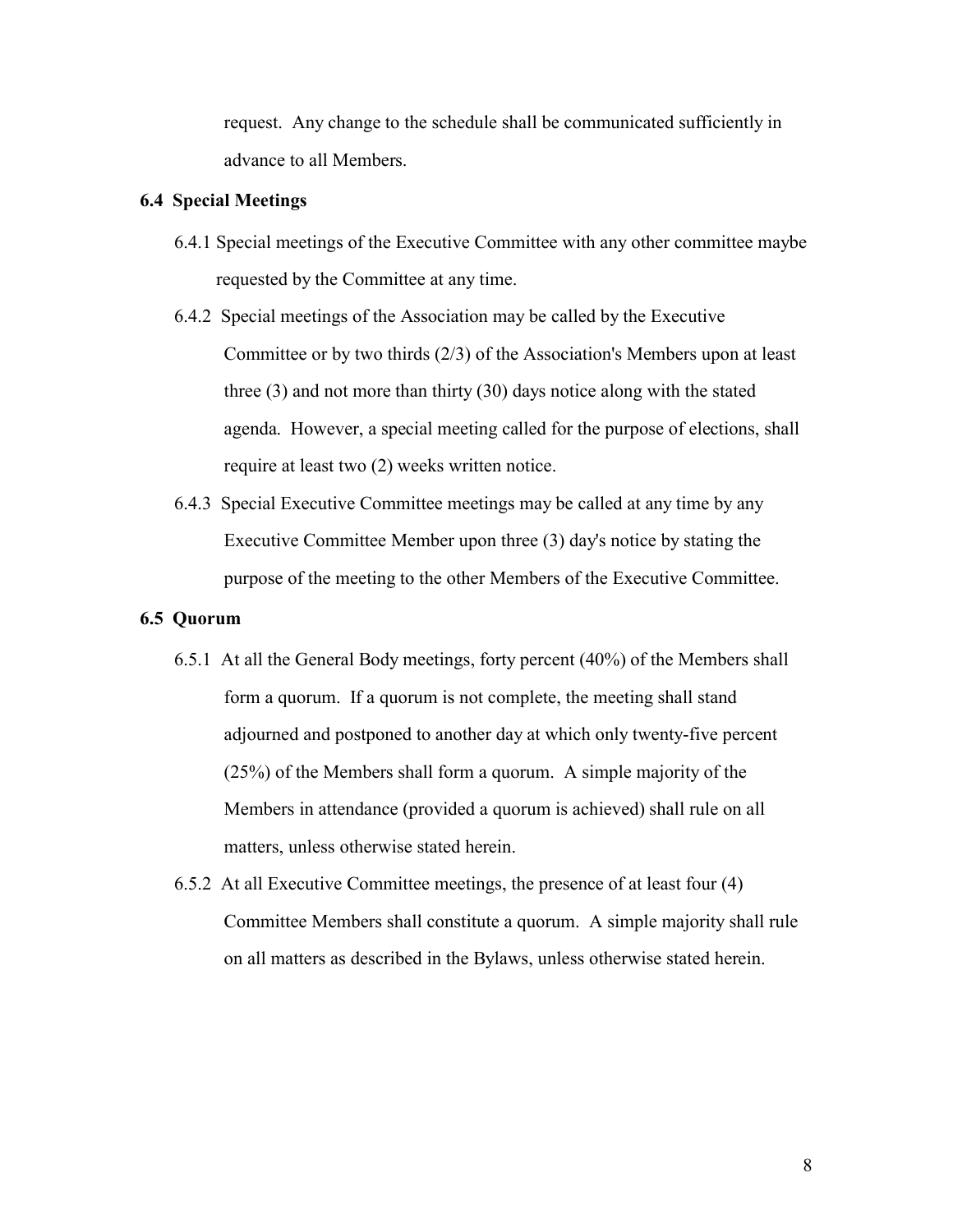request. Any change to the schedule shall be communicated sufficiently in advance to all Members.

### 6.4 Special Meetings

6.4.1 Special meetings of the Executive Committee with any other committee maybe requested by the Committee at any time.

6.4.2 Special meetings of the Association may be called by the Executive Committee or by two thirds (2/3) of the Association's Members upon at least three (3) and not more than thirty (30) days notice along with the stated agenda. However, a special meeting called for the purpose of elections, shall require at least two (2) weeks written notice.

6.4.3 Special Executive Committee meetings may be called at any time by any Executive Committee Member upon three (3) day's notice by stating the purpose of the meeting to the other Members of the Executive Committee.

### 6.5 Quorum

6.5.1 At all the General Body meetings, forty percent (40%) of the Members shall form a quorum. If a quorum is not complete, the meeting shall stand adjourned and postponed to another day at which only twenty-five percent (25%) of the Members shall form a quorum. A simple majority of the Members in attendance (provided a quorum is achieved) shall rule on all matters, unless otherwise stated herein.

6.5.2 At all Executive Committee meetings, the presence of at least four (4) Committee Members shall constitute a quorum. A simple majority shall rule on all matters as described in the Bylaws, unless otherwise stated herein.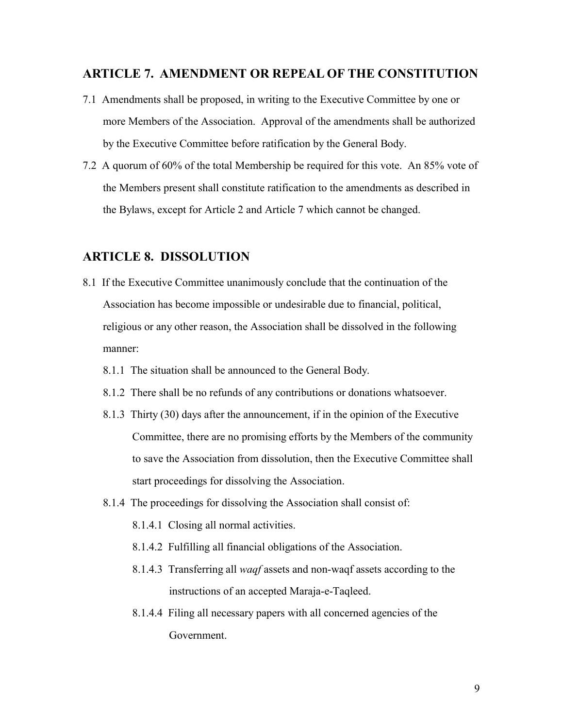## ARTICLE 7. AMENDMENT OR REPEAL OF THE CONSTITUTION

7.1 Amendments shall be proposed, in writing to the Executive Committee by one or more Members of the Association. Approval of the amendments shall be authorized by the Executive Committee before ratification by the General Body.

7.2 A quorum of 60% of the total Membership be required for this vote. An 85% vote of the Members present shall constitute ratification to the amendments as described in the Bylaws, except for Article 2 and Article 7 which cannot be changed.

## ARTICLE 8. DISSOLUTION

8.1 If the Executive Committee unanimously conclude that the continuation of the Association has become impossible or undesirable due to financial, political, religious or any other reason, the Association shall be dissolved in the following manner:

- 8.1.1 The situation shall be announced to the General Body.
- 8.1.2 There shall be no refunds of any contributions or donations whatsoever.
- 8.1.3 Thirty (30) days after the announcement, if in the opinion of the Executive Committee, there are no promising efforts by the Members of the community to save the Association from dissolution, then the Executive Committee shall start proceedings for dissolving the Association.
- 8.1.4 The proceedings for dissolving the Association shall consist of:
  - 8.1.4.1 Closing all normal activities.
  - 8.1.4.2 Fulfilling all financial obligations of the Association.
  - 8.1.4.3 Transferring all *waqf* assets and non-waqf assets according to the instructions of an accepted Maraja-e-Taqleed.
  - 8.1.4.4 Filing all necessary papers with all concerned agencies of the Government.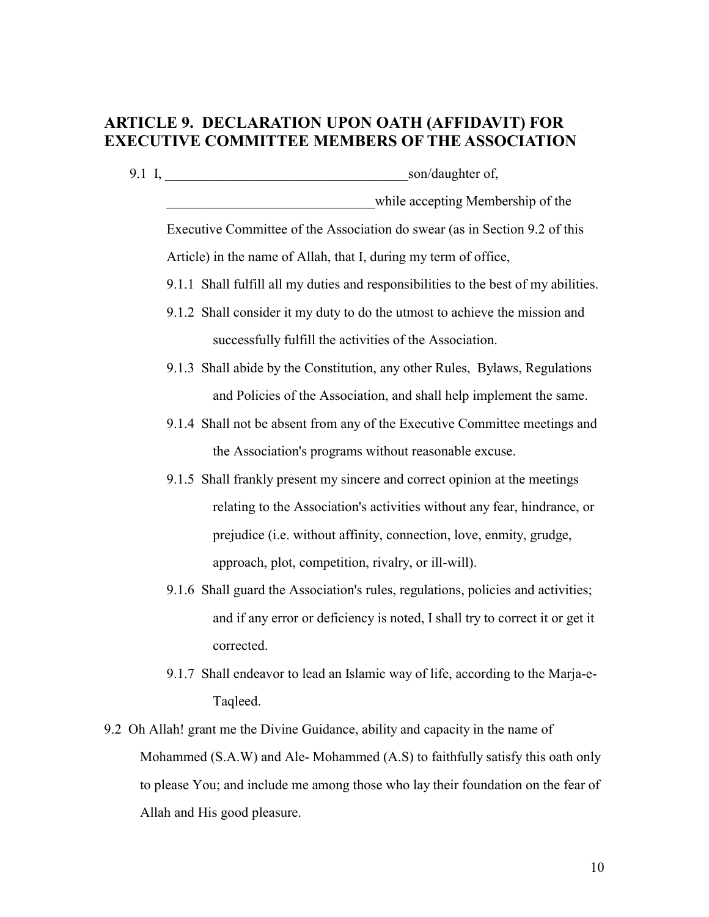## ARTICLE 9. DECLARATION UPON OATH (AFFIDAVIT) FOR EXECUTIVE COMMITTEE MEMBERS OF THE ASSOCIATION

9.1 I, ___________________________________son/daughter of, ______________________________while accepting Membership of the Executive Committee of the Association do swear (as in Section 9.2 of this Article) in the name of Allah, that I, during my term of office,

- 9.1.1 Shall fulfill all my duties and responsibilities to the best of my abilities.
- 9.1.2 Shall consider it my duty to do the utmost to achieve the mission and successfully fulfill the activities of the Association.
- 9.1.3 Shall abide by the Constitution, any other Rules, Bylaws, Regulations and Policies of the Association, and shall help implement the same.
- 9.1.4 Shall not be absent from any of the Executive Committee meetings and the Association's programs without reasonable excuse.
- 9.1.5 Shall frankly present my sincere and correct opinion at the meetings relating to the Association's activities without any fear, hindrance, or prejudice (i.e. without affinity, connection, love, enmity, grudge, approach, plot, competition, rivalry, or ill-will).
- 9.1.6 Shall guard the Association's rules, regulations, policies and activities; and if any error or deficiency is noted, I shall try to correct it or get it corrected.
- 9.1.7 Shall endeavor to lead an Islamic way of life, according to the Marja-e-Taqleed.

9.2 Oh Allah! grant me the Divine Guidance, ability and capacity in the name of Mohammed (S.A.W) and Ale- Mohammed (A.S) to faithfully satisfy this oath only to please You; and include me among those who lay their foundation on the fear of Allah and His good pleasure.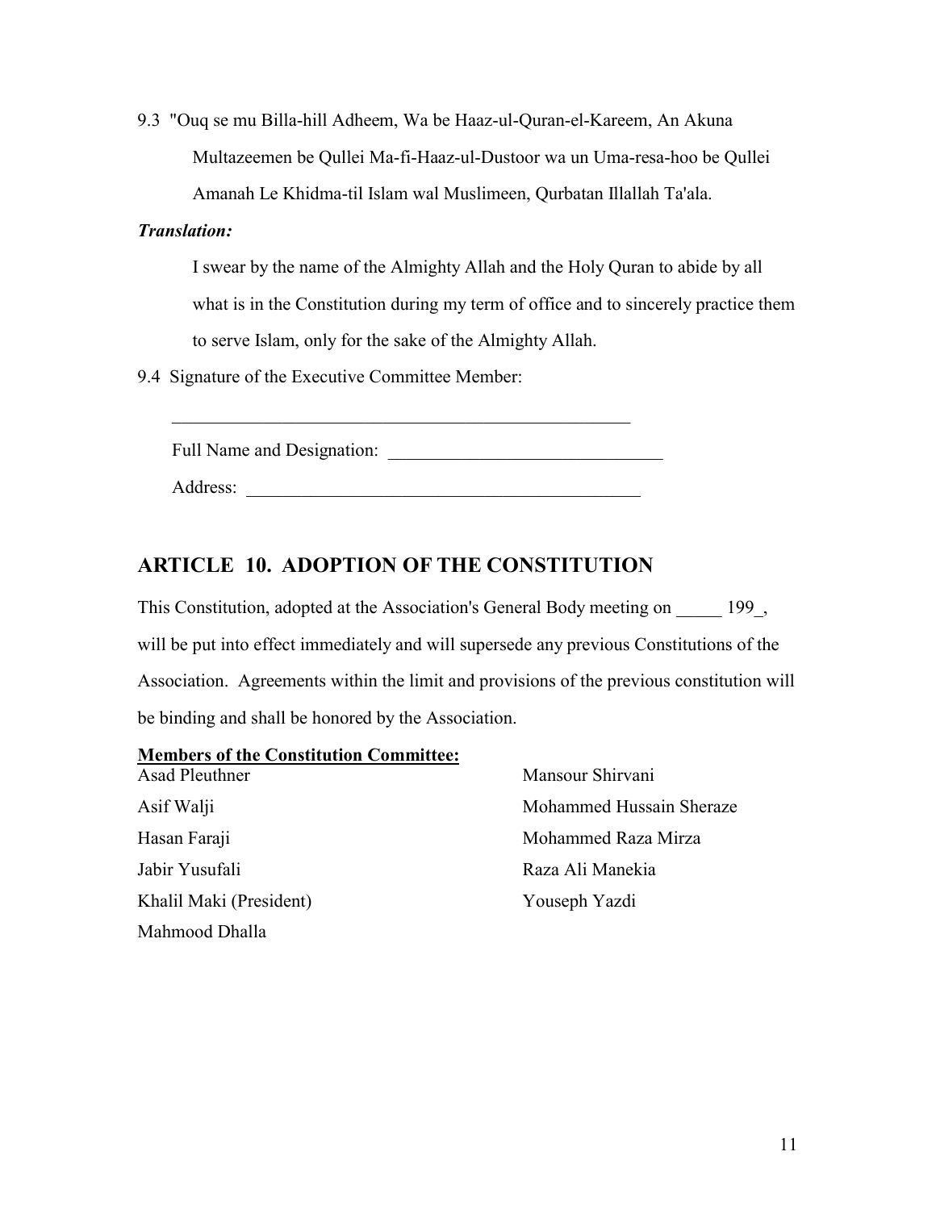9.3 "Ouq se mu Billa-hill Adheem, Wa be Haaz-ul-Quran-el-Kareem, An Akuna Multazeemen be Qullei Ma-fi-Haaz-ul-Dustoor wa un Uma-resa-hoo be Qullei Amanah Le Khidma-til Islam wal Muslimeen, Qurbatan Illallah Ta'ala.

***Translation:***

I swear by the name of the Almighty Allah and the Holy Quran to abide by all what is in the Constitution during my term of office and to sincerely practice them to serve Islam, only for the sake of the Almighty Allah.

9.4 Signature of the Executive Committee Member:

_____________________________________________________

Full Name and Designation: ______________________________

Address: ____________________________________________

## ARTICLE 10. ADOPTION OF THE CONSTITUTION

This Constitution, adopted at the Association's General Body meeting on _____ 199_, will be put into effect immediately and will supersede any previous Constitutions of the Association. Agreements within the limit and provisions of the previous constitution will be binding and shall be honored by the Association.

**Members of the Constitution Committee:**

Asad Pleuthner
Asif Walji
Hasan Faraji
Jabir Yusufali
Khalil Maki (President)
Mahmood Dhalla
Mansour Shirvani
Mohammed Hussain Sheraze
Mohammed Raza Mirza
Raza Ali Manekia
Youseph Yazdi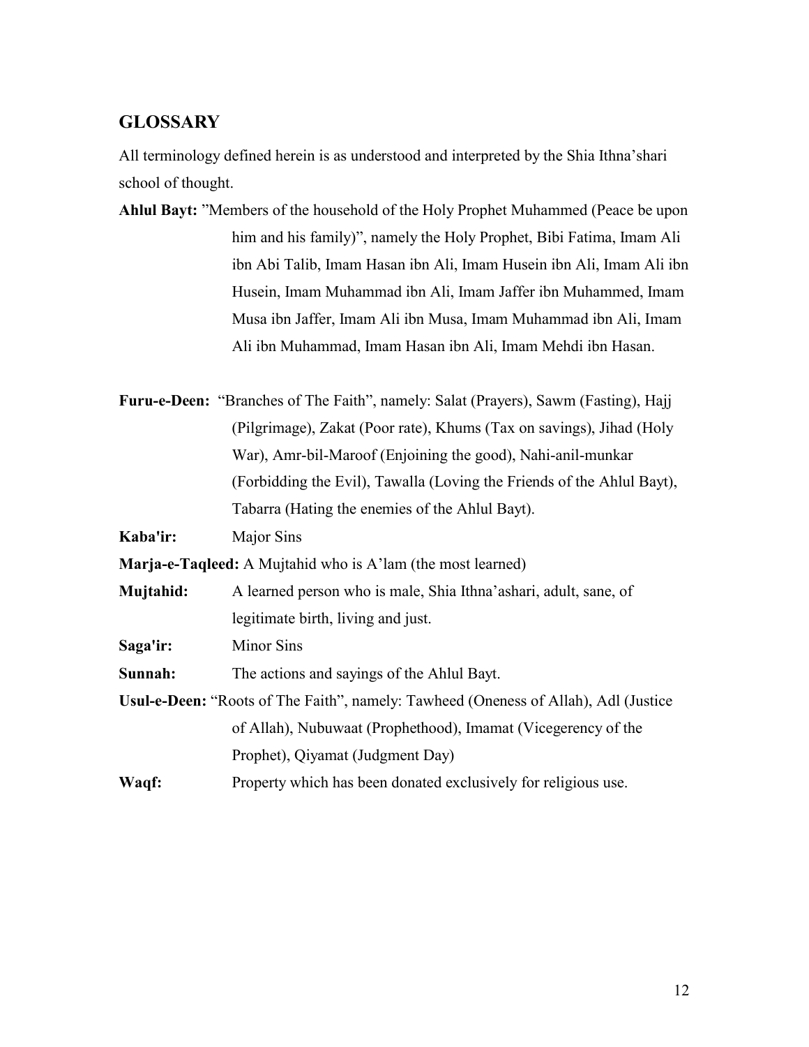## GLOSSARY

All terminology defined herein is as understood and interpreted by the Shia Ithna'shari school of thought.

**Ahlul Bayt:** "Members of the household of the Holy Prophet Muhammed (Peace be upon him and his family)", namely the Holy Prophet, Bibi Fatima, Imam Ali ibn Abi Talib, Imam Hasan ibn Ali, Imam Husein ibn Ali, Imam Ali ibn Husein, Imam Muhammad ibn Ali, Imam Jaffer ibn Muhammed, Imam Musa ibn Jaffer, Imam Ali ibn Musa, Imam Muhammad ibn Ali, Imam Ali ibn Muhammad, Imam Hasan ibn Ali, Imam Mehdi ibn Hasan.

**Furu-e-Deen:** "Branches of The Faith", namely: Salat (Prayers), Sawm (Fasting), Hajj (Pilgrimage), Zakat (Poor rate), Khums (Tax on savings), Jihad (Holy War), Amr-bil-Maroof (Enjoining the good), Nahi-anil-munkar (Forbidding the Evil), Tawalla (Loving the Friends of the Ahlul Bayt), Tabarra (Hating the enemies of the Ahlul Bayt).

**Kaba'ir:** Major Sins

**Marja-e-Taqleed:** A Mujtahid who is A'lam (the most learned)

**Mujtahid:** A learned person who is male, Shia Ithna'ashari, adult, sane, of legitimate birth, living and just.

**Saga'ir:** Minor Sins

**Sunnah:** The actions and sayings of the Ahlul Bayt.

**Usul-e-Deen:** "Roots of The Faith", namely: Tawheed (Oneness of Allah), Adl (Justice of Allah), Nubuwaat (Prophethood), Imamat (Vicegerency of the Prophet), Qiyamat (Judgment Day)

**Waqf:** Property which has been donated exclusively for religious use.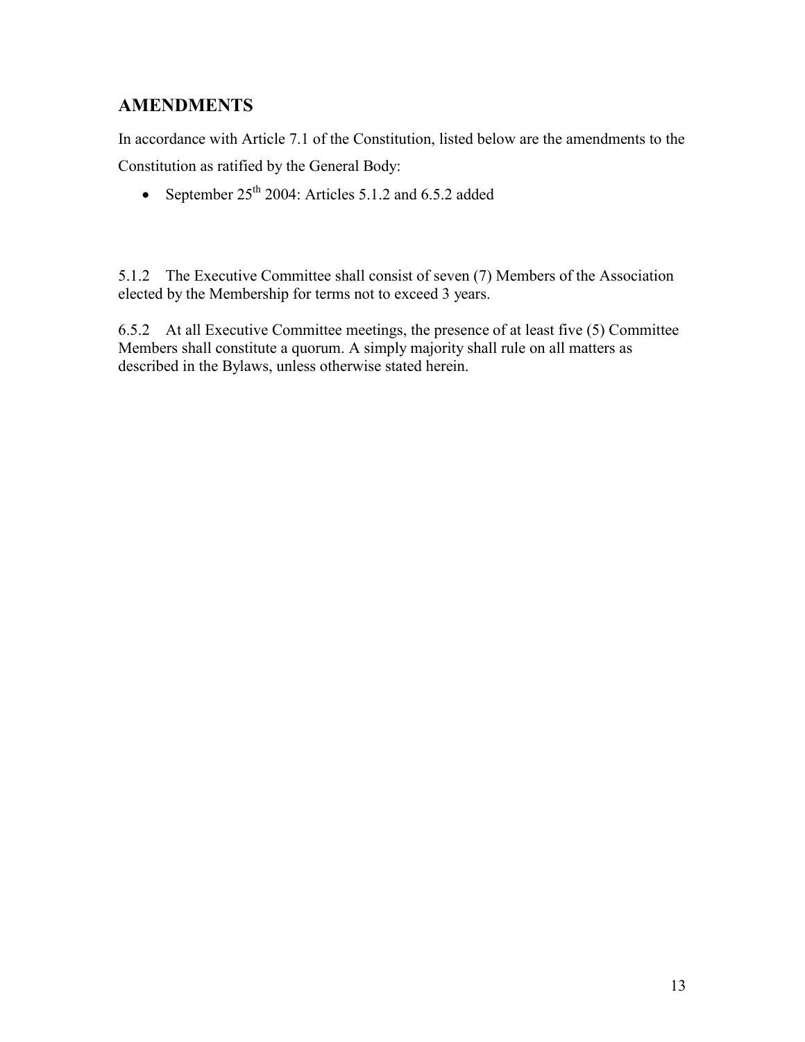## AMENDMENTS

In accordance with Article 7.1 of the Constitution, listed below are the amendments to the Constitution as ratified by the General Body:

- September 25th 2004: Articles 5.1.2 and 6.5.2 added

5.1.2 The Executive Committee shall consist of seven (7) Members of the Association elected by the Membership for terms not to exceed 3 years.

6.5.2 At all Executive Committee meetings, the presence of at least five (5) Committee Members shall constitute a quorum. A simply majority shall rule on all matters as described in the Bylaws, unless otherwise stated herein.